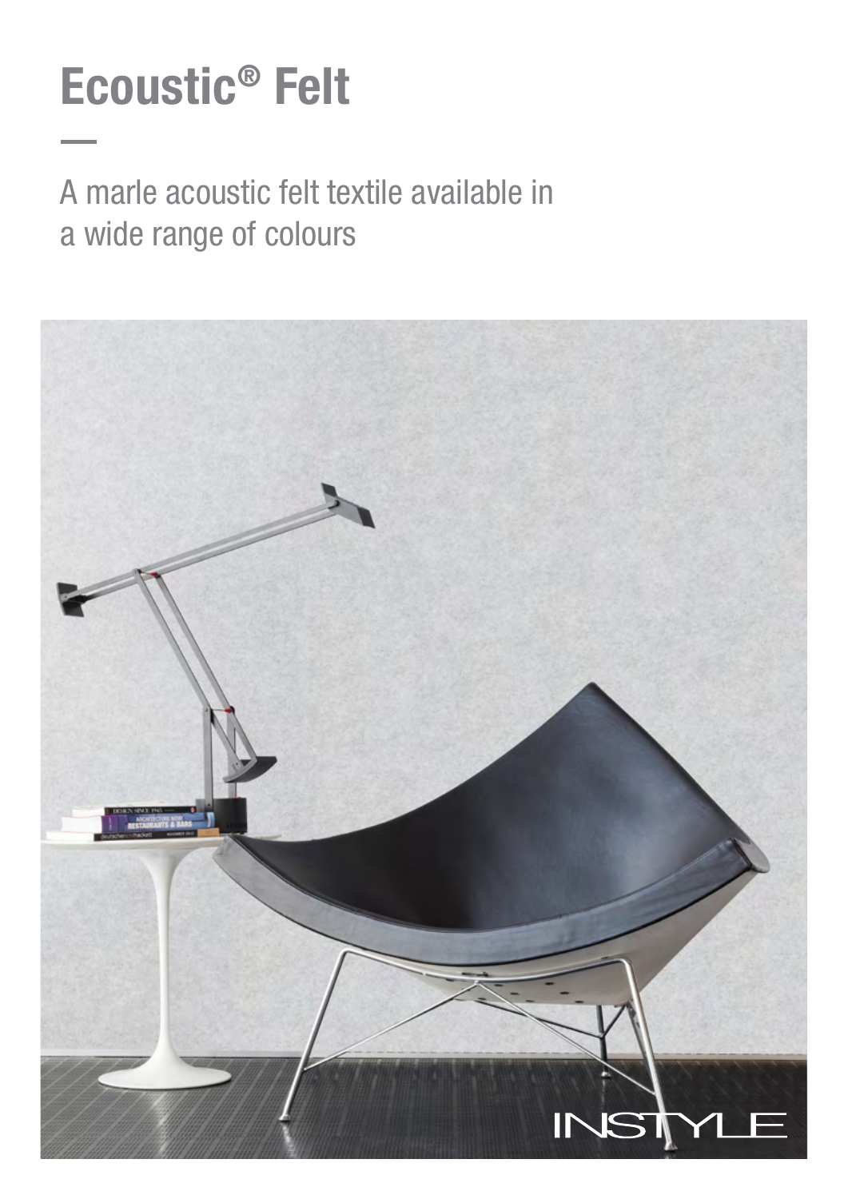# Ecoustic® Felt

A marle acoustic felt textile available in a wide range of colours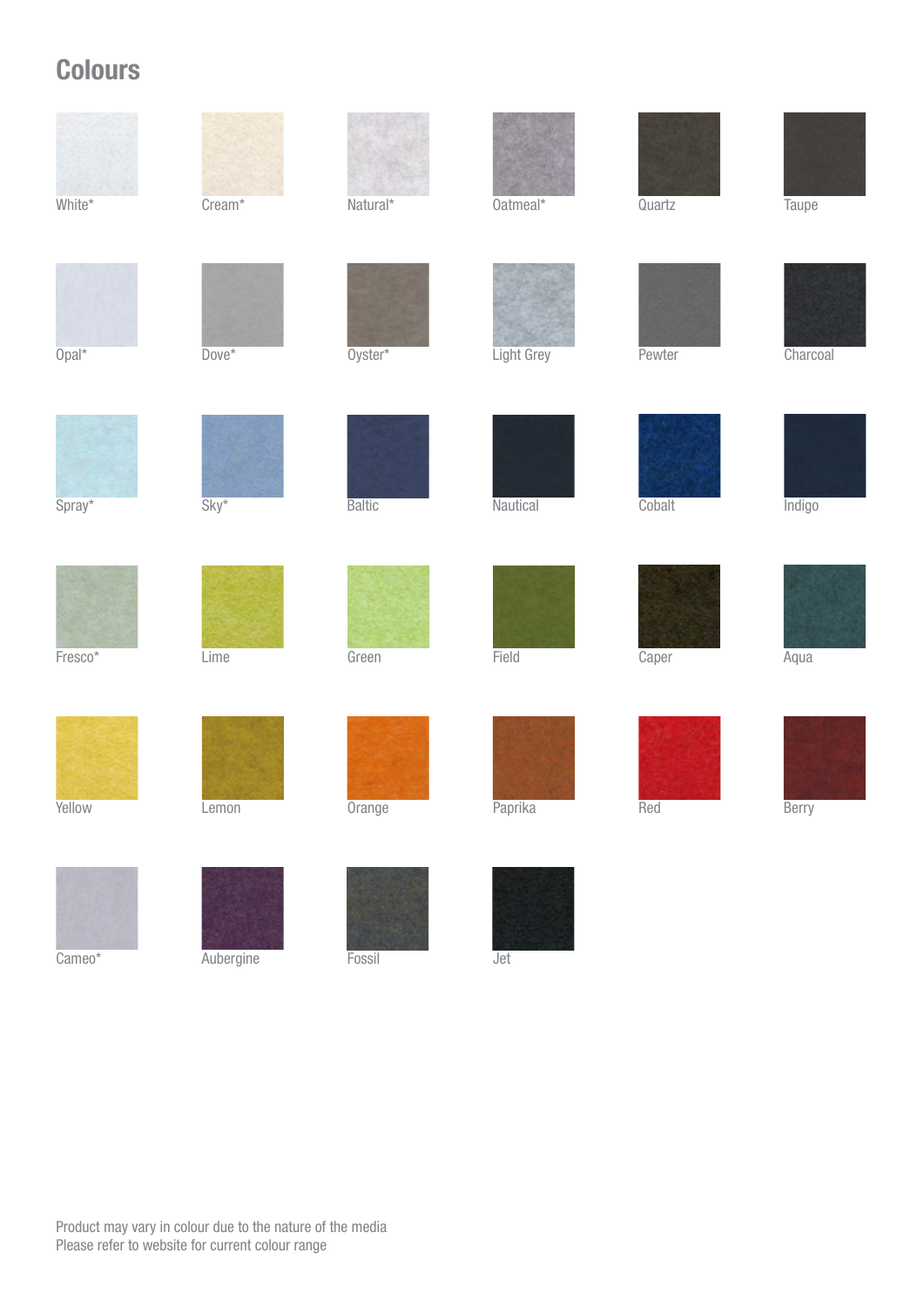# Colours

| | | | | | |
|---|---|---|---|---|---|
| White* | Cream* | Natural* | Oatmeal* | Quartz | Taupe |
| Opal* | Dove* | Oyster* | Light Grey | Pewter | Charcoal |
| Spray* | Sky* | Baltic | Nautical | Cobalt | Indigo |
| Fresco* | Lime | Green | Field | Caper | Aqua |
| Yellow | Lemon | Orange | Paprika | Red | Berry |
| Cameo* | Aubergine | Fossil | Jet | | |

Product may vary in colour due to the nature of the media
Please refer to website for current colour range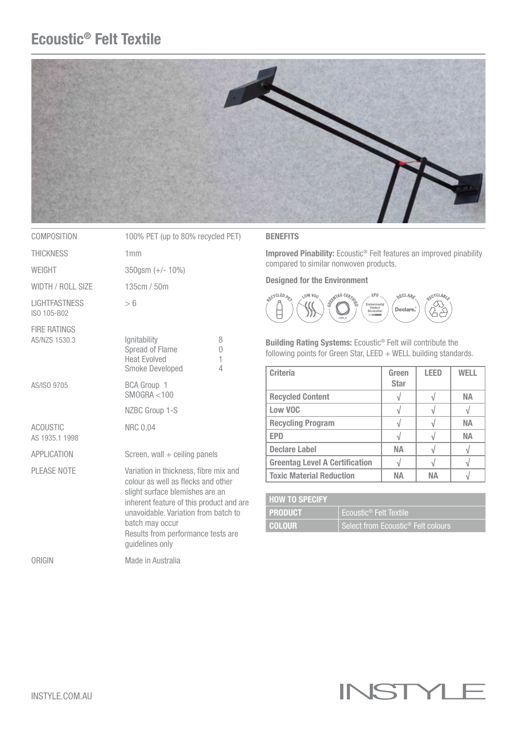# Ecoustic® Felt Textile

| | |
|---|---|
| COMPOSITION | 100% PET (up to 80% recycled PET) |
| THICKNESS | 1mm |
| WEIGHT | 350gsm (+/- 10%) |
| WIDTH / ROLL SIZE | 135cm / 50m |
| LIGHTFASTNESS<br>ISO 105-B02 | > 6 |
| FIRE RATINGS<br>AS/NZS 1530.3 | Ignitability 8<br>Spread of Flame 0<br>Heat Evolved 1<br>Smoke Developed 4 |
| AS/ISO 9705 | BCA Group 1<br>SMOGRA <100 |
| | NZBC Group 1-S |
| ACOUSTIC<br>AS 1935.1 1998 | NRC 0.04 |
| APPLICATION | Screen, wall + ceiling panels |
| PLEASE NOTE | Variation in thickness, fibre mix and colour as well as flecks and other slight surface blemishes are an inherent feature of this product and are unavoidable. Variation from batch to batch may occur<br>Results from performance tests are guidelines only |
| ORIGIN | Made in Australia |

**BENEFITS**

**Improved Pinability:** Ecoustic® Felt features an improved pinability compared to similar nonwoven products.

**Designed for the Environment**

RECYCLED PET · LOW VOC · GREENTAG CERTIFIED (LEVEL A) · EPD Environmental Product Declaration · DECLARE Declare. · RECYCLABLE

**Building Rating Systems:** Ecoustic® Felt will contribute the following points for Green Star, LEED + WELL building standards.

| Criteria | Green Star | LEED | WELL |
|---|---|---|---|
| Recycled Content | √ | √ | NA |
| Low VOC | √ | √ | √ |
| Recycling Program | √ | √ | NA |
| EPD | √ | √ | NA |
| Declare Label | NA | √ | √ |
| Greentag Level A Certification | √ | √ | √ |
| Toxic Material Reduction | NA | NA | √ |

| HOW TO SPECIFY | |
|---|---|
| PRODUCT | Ecoustic® Felt Textile |
| COLOUR | Select from Ecoustic® Felt colours |

INSTYLE.COM.AU

INSTYLE